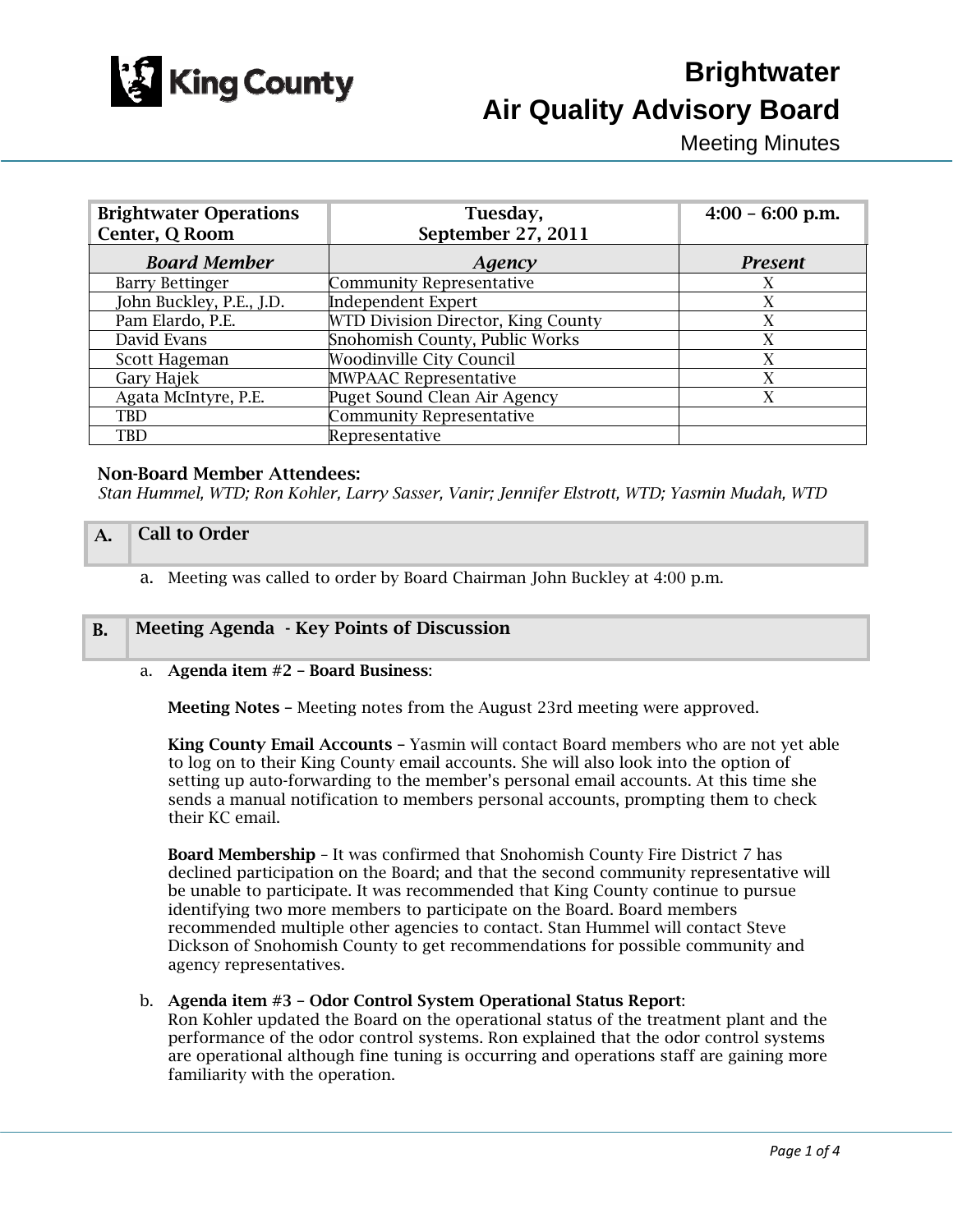# Brightwater Air Quality Advisory Board

Meeting Minutes

| Brightwater Operations Center, Q Room | Tuesday, September 27, 2011 | 4:00 – 6:00 p.m. |
|---|---|---|
| ***Board Member*** | ***Agency*** | ***Present*** |
| Barry Bettinger | Community Representative | X |
| John Buckley, P.E., J.D. | Independent Expert | X |
| Pam Elardo, P.E. | WTD Division Director, King County | X |
| David Evans | Snohomish County, Public Works | X |
| Scott Hageman | Woodinville City Council | X |
| Gary Hajek | MWPAAC Representative | X |
| Agata McIntyre, P.E. | Puget Sound Clean Air Agency | X |
| TBD | Community Representative | |
| TBD | Representative | |

**Non-Board Member Attendees:**

*Stan Hummel, WTD; Ron Kohler, Larry Sasser, Vanir; Jennifer Elstrott, WTD; Yasmin Mudah, WTD*

## A. Call to Order

a. Meeting was called to order by Board Chairman John Buckley at 4:00 p.m.

## B. Meeting Agenda - Key Points of Discussion

a. **Agenda item #2 – Board Business**:

**Meeting Notes** – Meeting notes from the August 23rd meeting were approved.

**King County Email Accounts** – Yasmin will contact Board members who are not yet able to log on to their King County email accounts. She will also look into the option of setting up auto-forwarding to the member's personal email accounts. At this time she sends a manual notification to members personal accounts, prompting them to check their KC email.

**Board Membership** – It was confirmed that Snohomish County Fire District 7 has declined participation on the Board; and that the second community representative will be unable to participate. It was recommended that King County continue to pursue identifying two more members to participate on the Board. Board members recommended multiple other agencies to contact. Stan Hummel will contact Steve Dickson of Snohomish County to get recommendations for possible community and agency representatives.

b. **Agenda item #3 – Odor Control System Operational Status Report**:
Ron Kohler updated the Board on the operational status of the treatment plant and the performance of the odor control systems. Ron explained that the odor control systems are operational although fine tuning is occurring and operations staff are gaining more familiarity with the operation.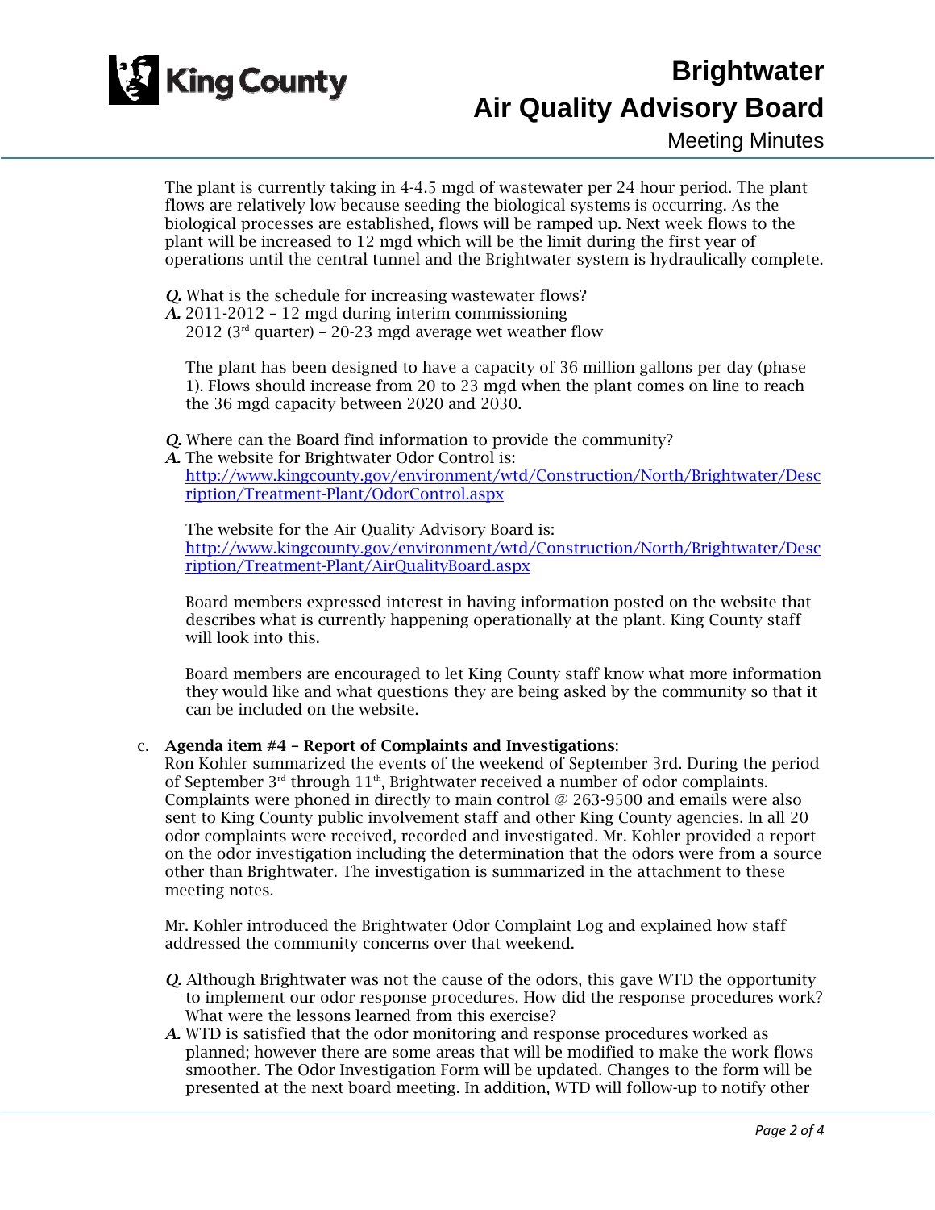The plant is currently taking in 4-4.5 mgd of wastewater per 24 hour period. The plant flows are relatively low because seeding the biological systems is occurring. As the biological processes are established, flows will be ramped up. Next week flows to the plant will be increased to 12 mgd which will be the limit during the first year of operations until the central tunnel and the Brightwater system is hydraulically complete.

***Q.*** What is the schedule for increasing wastewater flows?
***A.*** 2011-2012 – 12 mgd during interim commissioning
2012 (3rd quarter) – 20-23 mgd average wet weather flow

The plant has been designed to have a capacity of 36 million gallons per day (phase 1). Flows should increase from 20 to 23 mgd when the plant comes on line to reach the 36 mgd capacity between 2020 and 2030.

***Q.*** Where can the Board find information to provide the community?
***A.*** The website for Brightwater Odor Control is:
http://www.kingcounty.gov/environment/wtd/Construction/North/Brightwater/Description/Treatment-Plant/OdorControl.aspx

The website for the Air Quality Advisory Board is:
http://www.kingcounty.gov/environment/wtd/Construction/North/Brightwater/Description/Treatment-Plant/AirQualityBoard.aspx

Board members expressed interest in having information posted on the website that describes what is currently happening operationally at the plant. King County staff will look into this.

Board members are encouraged to let King County staff know what more information they would like and what questions they are being asked by the community so that it can be included on the website.

c. **Agenda item #4 – Report of Complaints and Investigations**:
Ron Kohler summarized the events of the weekend of September 3rd. During the period of September 3rd through 11th, Brightwater received a number of odor complaints. Complaints were phoned in directly to main control @ 263-9500 and emails were also sent to King County public involvement staff and other King County agencies. In all 20 odor complaints were received, recorded and investigated. Mr. Kohler provided a report on the odor investigation including the determination that the odors were from a source other than Brightwater. The investigation is summarized in the attachment to these meeting notes.

Mr. Kohler introduced the Brightwater Odor Complaint Log and explained how staff addressed the community concerns over that weekend.

***Q.*** Although Brightwater was not the cause of the odors, this gave WTD the opportunity to implement our odor response procedures. How did the response procedures work? What were the lessons learned from this exercise?
***A.*** WTD is satisfied that the odor monitoring and response procedures worked as planned; however there are some areas that will be modified to make the work flows smoother. The Odor Investigation Form will be updated. Changes to the form will be presented at the next board meeting. In addition, WTD will follow-up to notify other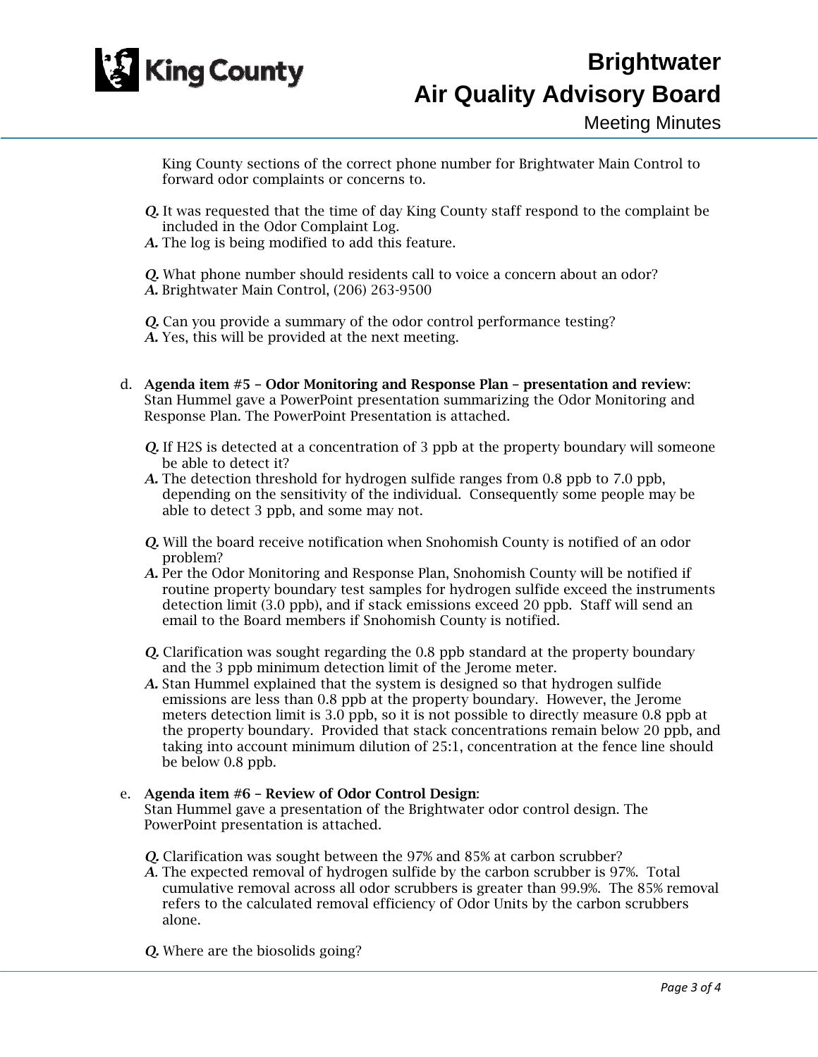King County sections of the correct phone number for Brightwater Main Control to forward odor complaints or concerns to.

***Q.*** It was requested that the time of day King County staff respond to the complaint be included in the Odor Complaint Log.
***A.*** The log is being modified to add this feature.

***Q.*** What phone number should residents call to voice a concern about an odor?
***A.*** Brightwater Main Control, (206) 263-9500

***Q.*** Can you provide a summary of the odor control performance testing?
***A.*** Yes, this will be provided at the next meeting.

d. **Agenda item #5 – Odor Monitoring and Response Plan – presentation and review**: Stan Hummel gave a PowerPoint presentation summarizing the Odor Monitoring and Response Plan. The PowerPoint Presentation is attached.

***Q.*** If $H_2S$ is detected at a concentration of 3 ppb at the property boundary will someone be able to detect it?
***A.*** The detection threshold for hydrogen sulfide ranges from 0.8 ppb to 7.0 ppb, depending on the sensitivity of the individual. Consequently some people may be able to detect 3 ppb, and some may not.

***Q.*** Will the board receive notification when Snohomish County is notified of an odor problem?
***A.*** Per the Odor Monitoring and Response Plan, Snohomish County will be notified if routine property boundary test samples for hydrogen sulfide exceed the instruments detection limit (3.0 ppb), and if stack emissions exceed 20 ppb. Staff will send an email to the Board members if Snohomish County is notified.

***Q.*** Clarification was sought regarding the 0.8 ppb standard at the property boundary and the 3 ppb minimum detection limit of the Jerome meter.
***A.*** Stan Hummel explained that the system is designed so that hydrogen sulfide emissions are less than 0.8 ppb at the property boundary. However, the Jerome meters detection limit is 3.0 ppb, so it is not possible to directly measure 0.8 ppb at the property boundary. Provided that stack concentrations remain below 20 ppb, and taking into account minimum dilution of 25:1, concentration at the fence line should be below 0.8 ppb.

e. **Agenda item #6 – Review of Odor Control Design**:
Stan Hummel gave a presentation of the Brightwater odor control design. The PowerPoint presentation is attached.

***Q.*** Clarification was sought between the 97% and 85% at carbon scrubber?
***A.*** The expected removal of hydrogen sulfide by the carbon scrubber is 97%. Total cumulative removal across all odor scrubbers is greater than 99.9%. The 85% removal refers to the calculated removal efficiency of Odor Units by the carbon scrubbers alone.

***Q.*** Where are the biosolids going?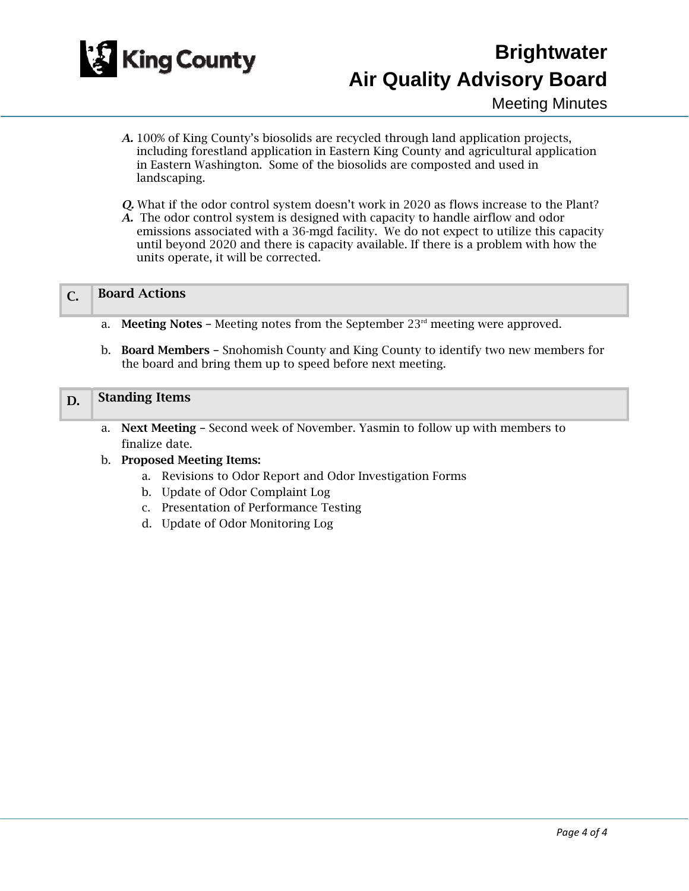***A.*** 100% of King County's biosolids are recycled through land application projects, including forestland application in Eastern King County and agricultural application in Eastern Washington. Some of the biosolids are composted and used in landscaping.

***Q.*** What if the odor control system doesn't work in 2020 as flows increase to the Plant?
***A.*** The odor control system is designed with capacity to handle airflow and odor emissions associated with a 36-mgd facility. We do not expect to utilize this capacity until beyond 2020 and there is capacity available. If there is a problem with how the units operate, it will be corrected.

## C. Board Actions

a. **Meeting Notes** – Meeting notes from the September 23rd meeting were approved.

b. **Board Members** – Snohomish County and King County to identify two new members for the board and bring them up to speed before next meeting.

## D. Standing Items

a. **Next Meeting** – Second week of November. Yasmin to follow up with members to finalize date.

b. **Proposed Meeting Items:**
   a. Revisions to Odor Report and Odor Investigation Forms
   b. Update of Odor Complaint Log
   c. Presentation of Performance Testing
   d. Update of Odor Monitoring Log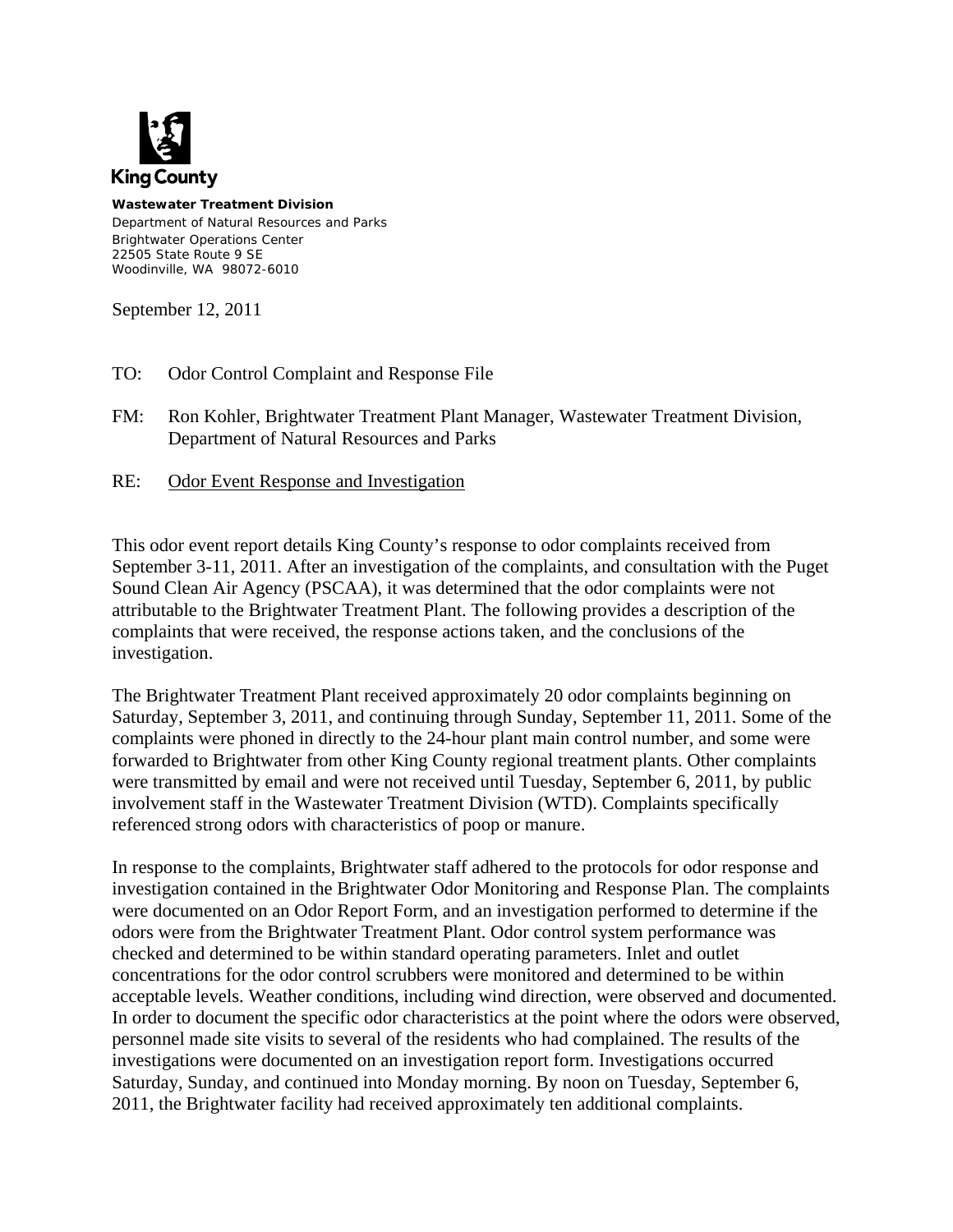King County

**Wastewater Treatment Division**
Department of Natural Resources and Parks
Brightwater Operations Center
22505 State Route 9 SE
Woodinville, WA 98072-6010

September 12, 2011

TO: Odor Control Complaint and Response File

FM: Ron Kohler, Brightwater Treatment Plant Manager, Wastewater Treatment Division, Department of Natural Resources and Parks

RE: <u>Odor Event Response and Investigation</u>

This odor event report details King County's response to odor complaints received from September 3-11, 2011. After an investigation of the complaints, and consultation with the Puget Sound Clean Air Agency (PSCAA), it was determined that the odor complaints were not attributable to the Brightwater Treatment Plant. The following provides a description of the complaints that were received, the response actions taken, and the conclusions of the investigation.

The Brightwater Treatment Plant received approximately 20 odor complaints beginning on Saturday, September 3, 2011, and continuing through Sunday, September 11, 2011. Some of the complaints were phoned in directly to the 24-hour plant main control number, and some were forwarded to Brightwater from other King County regional treatment plants. Other complaints were transmitted by email and were not received until Tuesday, September 6, 2011, by public involvement staff in the Wastewater Treatment Division (WTD). Complaints specifically referenced strong odors with characteristics of poop or manure.

In response to the complaints, Brightwater staff adhered to the protocols for odor response and investigation contained in the Brightwater Odor Monitoring and Response Plan. The complaints were documented on an Odor Report Form, and an investigation performed to determine if the odors were from the Brightwater Treatment Plant. Odor control system performance was checked and determined to be within standard operating parameters. Inlet and outlet concentrations for the odor control scrubbers were monitored and determined to be within acceptable levels. Weather conditions, including wind direction, were observed and documented. In order to document the specific odor characteristics at the point where the odors were observed, personnel made site visits to several of the residents who had complained. The results of the investigations were documented on an investigation report form. Investigations occurred Saturday, Sunday, and continued into Monday morning. By noon on Tuesday, September 6, 2011, the Brightwater facility had received approximately ten additional complaints.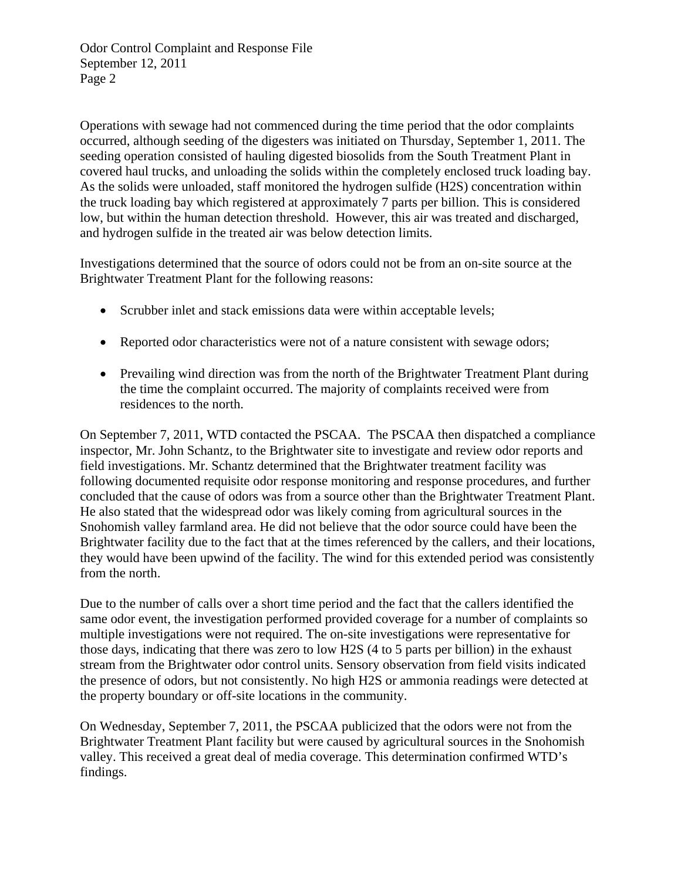Operations with sewage had not commenced during the time period that the odor complaints occurred, although seeding of the digesters was initiated on Thursday, September 1, 2011. The seeding operation consisted of hauling digested biosolids from the South Treatment Plant in covered haul trucks, and unloading the solids within the completely enclosed truck loading bay. As the solids were unloaded, staff monitored the hydrogen sulfide ($H_2S$) concentration within the truck loading bay which registered at approximately 7 parts per billion. This is considered low, but within the human detection threshold. However, this air was treated and discharged, and hydrogen sulfide in the treated air was below detection limits.

Investigations determined that the source of odors could not be from an on-site source at the Brightwater Treatment Plant for the following reasons:

- Scrubber inlet and stack emissions data were within acceptable levels;
- Reported odor characteristics were not of a nature consistent with sewage odors;
- Prevailing wind direction was from the north of the Brightwater Treatment Plant during the time the complaint occurred. The majority of complaints received were from residences to the north.

On September 7, 2011, WTD contacted the PSCAA. The PSCAA then dispatched a compliance inspector, Mr. John Schantz, to the Brightwater site to investigate and review odor reports and field investigations. Mr. Schantz determined that the Brightwater treatment facility was following documented requisite odor response monitoring and response procedures, and further concluded that the cause of odors was from a source other than the Brightwater Treatment Plant. He also stated that the widespread odor was likely coming from agricultural sources in the Snohomish valley farmland area. He did not believe that the odor source could have been the Brightwater facility due to the fact that at the times referenced by the callers, and their locations, they would have been upwind of the facility. The wind for this extended period was consistently from the north.

Due to the number of calls over a short time period and the fact that the callers identified the same odor event, the investigation performed provided coverage for a number of complaints so multiple investigations were not required. The on-site investigations were representative for those days, indicating that there was zero to low $H_2S$ (4 to 5 parts per billion) in the exhaust stream from the Brightwater odor control units. Sensory observation from field visits indicated the presence of odors, but not consistently. No high $H_2S$ or ammonia readings were detected at the property boundary or off-site locations in the community.

On Wednesday, September 7, 2011, the PSCAA publicized that the odors were not from the Brightwater Treatment Plant facility but were caused by agricultural sources in the Snohomish valley. This received a great deal of media coverage. This determination confirmed WTD's findings.